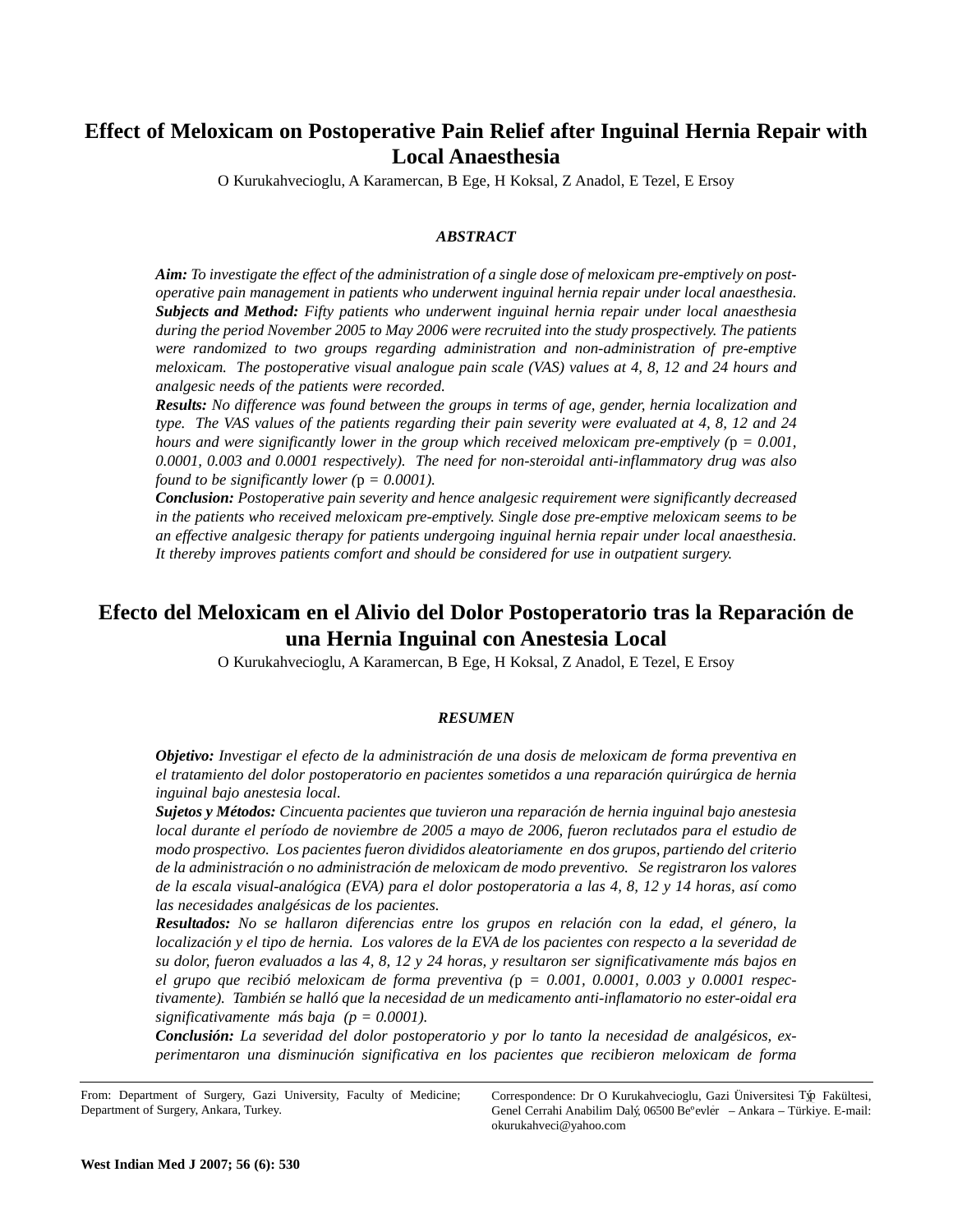# Effect of Meloxicam on Postoperative Pain Relief after Inguinal Hernia Repair with Local Anaesthesia

O Kurukahvecioglu, A Karamercan, B Ege, H Koksal, Z Anadol, E Tezel, E Ersoy

### *ABSTRACT*

***Aim:*** *To investigate the effect of the administration of a single dose of meloxicam pre-emptively on post-operative pain management in patients who underwent inguinal hernia repair under local anaesthesia.*

***Subjects and Method:*** *Fifty patients who underwent inguinal hernia repair under local anaesthesia during the period November 2005 to May 2006 were recruited into the study prospectively. The patients were randomized to two groups regarding administration and non-administration of pre-emptive meloxicam. The postoperative visual analogue pain scale (VAS) values at 4, 8, 12 and 24 hours and analgesic needs of the patients were recorded.*

***Results:*** *No difference was found between the groups in terms of age, gender, hernia localization and type. The VAS values of the patients regarding their pain severity were evaluated at 4, 8, 12 and 24 hours and were significantly lower in the group which received meloxicam pre-emptively (*$p = 0.001$*, 0.0001, 0.003 and 0.0001 respectively). The need for non-steroidal anti-inflammatory drug was also found to be significantly lower (*$p = 0.0001$*).*

***Conclusion:*** *Postoperative pain severity and hence analgesic requirement were significantly decreased in the patients who received meloxicam pre-emptively. Single dose pre-emptive meloxicam seems to be an effective analgesic therapy for patients undergoing inguinal hernia repair under local anaesthesia. It thereby improves patients comfort and should be considered for use in outpatient surgery.*

# Efecto del Meloxicam en el Alivio del Dolor Postoperatorio tras la Reparación de una Hernia Inguinal con Anestesia Local

O Kurukahvecioglu, A Karamercan, B Ege, H Koksal, Z Anadol, E Tezel, E Ersoy

### *RESUMEN*

***Objetivo:*** *Investigar el efecto de la administración de una dosis de meloxicam de forma preventiva en el tratamiento del dolor postoperatorio en pacientes sometidos a una reparación quirúrgica de hernia inguinal bajo anestesia local.*

***Sujetos y Métodos:*** *Cincuenta pacientes que tuvieron una reparación de hernia inguinal bajo anestesia local durante el período de noviembre de 2005 a mayo de 2006, fueron reclutados para el estudio de modo prospectivo. Los pacientes fueron divididos aleatoriamente en dos grupos, partiendo del criterio de la administración o no administración de meloxicam de modo preventivo. Se registraron los valores de la escala visual-analógica (EVA) para el dolor postoperatoria a las 4, 8, 12 y 14 horas, así como las necesidades analgésicas de los pacientes.*

***Resultados:*** *No se hallaron diferencias entre los grupos en relación con la edad, el género, la localización y el tipo de hernia. Los valores de la EVA de los pacientes con respecto a la severidad de su dolor, fueron evaluados a las 4, 8, 12 y 24 horas, y resultaron ser significativamente más bajos en el grupo que recibió meloxicam de forma preventiva (*$p = 0.001$*, 0.0001, 0.003 y 0.0001 respectivamente). También se halló que la necesidad de un medicamento anti-inflamatorio no ester-oidal era significativamente más baja (*$p = 0.0001$*).*

***Conclusión:*** *La severidad del dolor postoperatorio y por lo tanto la necesidad de analgésicos, experimentaron una disminución significativa en los pacientes que recibieron meloxicam de forma*

---

From: Department of Surgery, Gazi University, Faculty of Medicine; Department of Surgery, Ankara, Turkey.

Correspondence: Dr O Kurukahvecioglu, Gazi Üniversitesi Týp Fakültesi, Genel Cerrahi Anabilim Dalý, 06500 Beºevler – Ankara – Türkiye. E-mail: okurukahveci@yahoo.com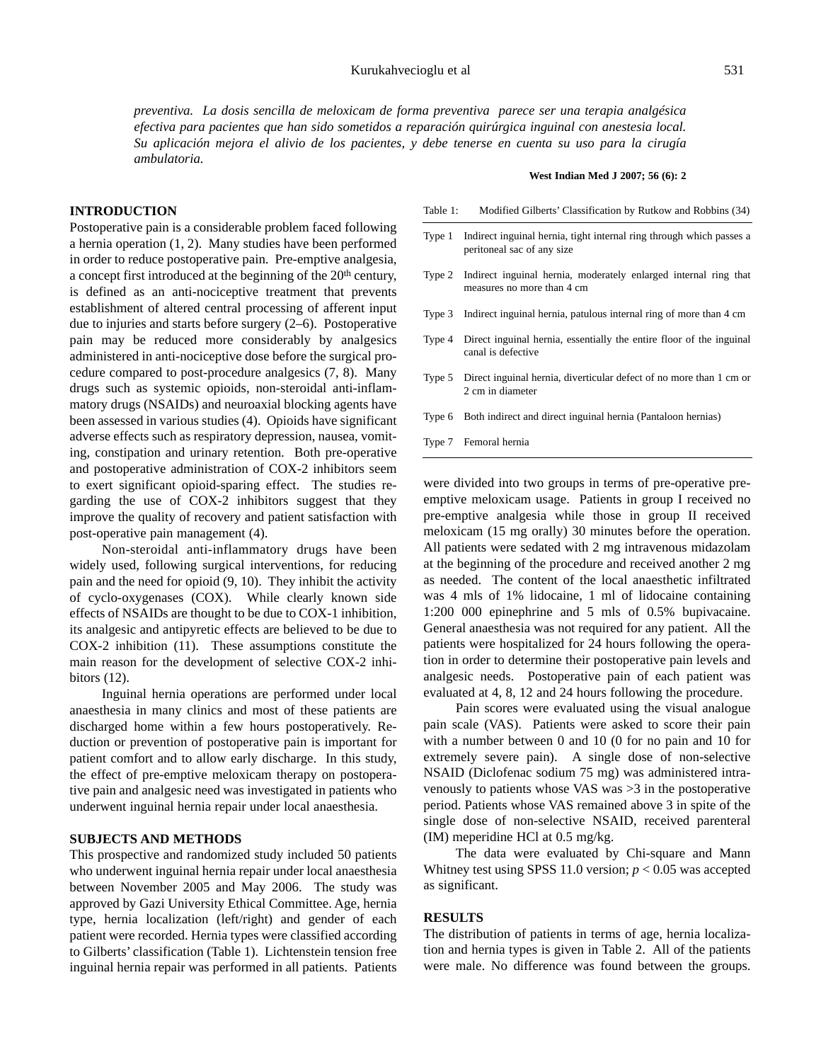*preventiva. La dosis sencilla de meloxicam de forma preventiva parece ser una terapia analgésica efectiva para pacientes que han sido sometidos a reparación quirúrgica inguinal con anestesia local. Su aplicación mejora el alivio de los pacientes, y debe tenerse en cuenta su uso para la cirugía ambulatoria.*

**West Indian Med J 2007; 56 (6): 2**

## INTRODUCTION

Postoperative pain is a considerable problem faced following a hernia operation (1, 2). Many studies have been performed in order to reduce postoperative pain. Pre-emptive analgesia, a concept first introduced at the beginning of the 20th century, is defined as an anti-nociceptive treatment that prevents establishment of altered central processing of afferent input due to injuries and starts before surgery (2–6). Postoperative pain may be reduced more considerably by analgesics administered in anti-nociceptive dose before the surgical procedure compared to post-procedure analgesics (7, 8). Many drugs such as systemic opioids, non-steroidal anti-inflammatory drugs (NSAIDs) and neuroaxial blocking agents have been assessed in various studies (4). Opioids have significant adverse effects such as respiratory depression, nausea, vomiting, constipation and urinary retention. Both pre-operative and postoperative administration of COX-2 inhibitors seem to exert significant opioid-sparing effect. The studies regarding the use of COX-2 inhibitors suggest that they improve the quality of recovery and patient satisfaction with post-operative pain management (4).

Non-steroidal anti-inflammatory drugs have been widely used, following surgical interventions, for reducing pain and the need for opioid (9, 10). They inhibit the activity of cyclo-oxygenases (COX). While clearly known side effects of NSAIDs are thought to be due to COX-1 inhibition, its analgesic and antipyretic effects are believed to be due to COX-2 inhibition (11). These assumptions constitute the main reason for the development of selective COX-2 inhibitors (12).

Inguinal hernia operations are performed under local anaesthesia in many clinics and most of these patients are discharged home within a few hours postoperatively. Reduction or prevention of postoperative pain is important for patient comfort and to allow early discharge. In this study, the effect of pre-emptive meloxicam therapy on postoperative pain and analgesic need was investigated in patients who underwent inguinal hernia repair under local anaesthesia.

## SUBJECTS AND METHODS

This prospective and randomized study included 50 patients who underwent inguinal hernia repair under local anaesthesia between November 2005 and May 2006. The study was approved by Gazi University Ethical Committee. Age, hernia type, hernia localization (left/right) and gender of each patient were recorded. Hernia types were classified according to Gilberts' classification (Table 1). Lichtenstein tension free inguinal hernia repair was performed in all patients. Patients were divided into two groups in terms of pre-operative pre-emptive meloxicam usage. Patients in group I received no pre-emptive analgesia while those in group II received meloxicam (15 mg orally) 30 minutes before the operation. All patients were sedated with 2 mg intravenous midazolam at the beginning of the procedure and received another 2 mg as needed. The content of the local anaesthetic infiltrated was 4 mls of 1% lidocaine, 1 ml of lidocaine containing 1:200 000 epinephrine and 5 mls of 0.5% bupivacaine. General anaesthesia was not required for any patient. All the patients were hospitalized for 24 hours following the operation in order to determine their postoperative pain levels and analgesic needs. Postoperative pain of each patient was evaluated at 4, 8, 12 and 24 hours following the procedure.

Table 1: Modified Gilberts' Classification by Rutkow and Robbins (34)

| | |
|---|---|
| Type 1 | Indirect inguinal hernia, tight internal ring through which passes a peritoneal sac of any size |
| Type 2 | Indirect inguinal hernia, moderately enlarged internal ring that measures no more than 4 cm |
| Type 3 | Indirect inguinal hernia, patulous internal ring of more than 4 cm |
| Type 4 | Direct inguinal hernia, essentially the entire floor of the inguinal canal is defective |
| Type 5 | Direct inguinal hernia, diverticular defect of no more than 1 cm or 2 cm in diameter |
| Type 6 | Both indirect and direct inguinal hernia (Pantaloon hernias) |
| Type 7 | Femoral hernia |

Pain scores were evaluated using the visual analogue pain scale (VAS). Patients were asked to score their pain with a number between 0 and 10 (0 for no pain and 10 for extremely severe pain). A single dose of non-selective NSAID (Diclofenac sodium 75 mg) was administered intravenously to patients whose VAS was >3 in the postoperative period. Patients whose VAS remained above 3 in spite of the single dose of non-selective NSAID, received parenteral (IM) meperidine HCl at 0.5 mg/kg.

The data were evaluated by Chi-square and Mann Whitney test using SPSS 11.0 version; $p < 0.05$ was accepted as significant.

## RESULTS

The distribution of patients in terms of age, hernia localization and hernia types is given in Table 2. All of the patients were male. No difference was found between the groups.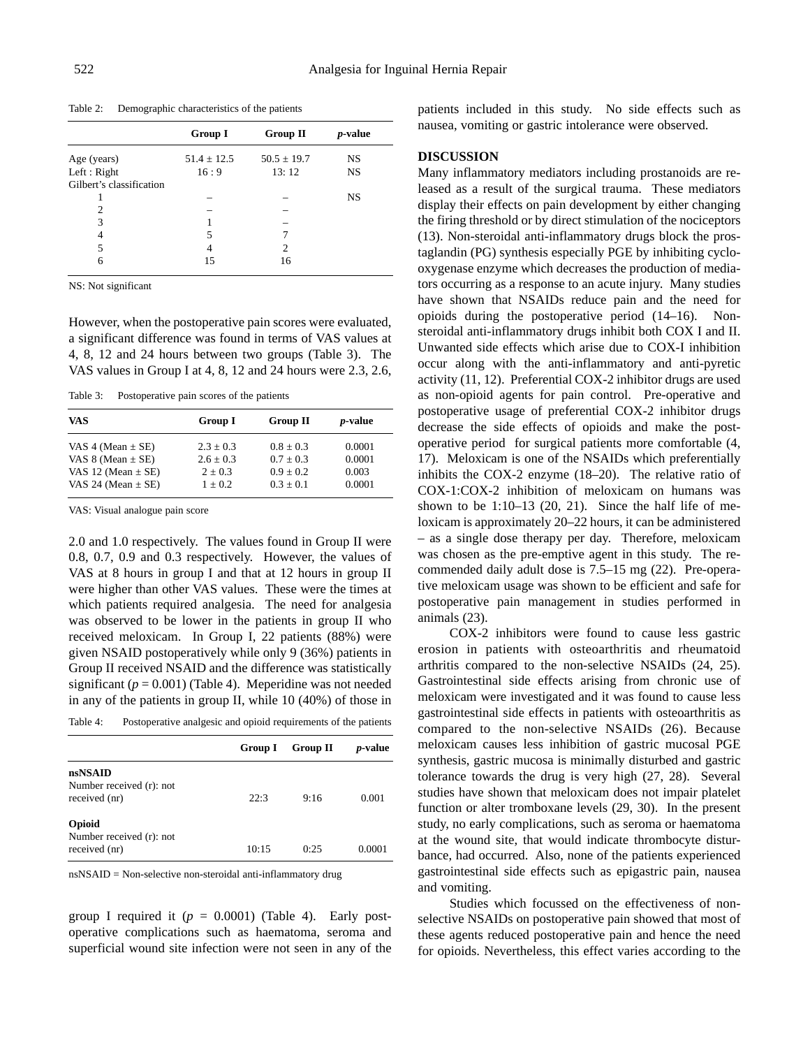Table 2: Demographic characteristics of the patients

| | Group I | Group II | *p*-value |
|---|---|---|---|
| Age (years) | 51.4 ± 12.5 | 50.5 ± 19.7 | NS |
| Left : Right | 16 : 9 | 13: 12 | NS |
| Gilbert's classification | | | |
| 1 | – | – | NS |
| 2 | – | – | |
| 3 | 1 | – | |
| 4 | 5 | 7 | |
| 5 | 4 | 2 | |
| 6 | 15 | 16 | |

NS: Not significant

However, when the postoperative pain scores were evaluated, a significant difference was found in terms of VAS values at 4, 8, 12 and 24 hours between two groups (Table 3). The VAS values in Group I at 4, 8, 12 and 24 hours were 2.3, 2.6, 2.0 and 1.0 respectively. The values found in Group II were 0.8, 0.7, 0.9 and 0.3 respectively. However, the values of VAS at 8 hours in group I and that at 12 hours in group II were higher than other VAS values. These were the times at which patients required analgesia. The need for analgesia was observed to be lower in the patients in group II who received meloxicam. In Group I, 22 patients (88%) were given NSAID postoperatively while only 9 (36%) patients in Group II received NSAID and the difference was statistically significant ($p = 0.001$) (Table 4). Meperidine was not needed in any of the patients in group II, while 10 (40%) of those in group I required it ($p = 0.0001$) (Table 4). Early postoperative complications such as haematoma, seroma and superficial wound site infection were not seen in any of the patients included in this study. No side effects such as nausea, vomiting or gastric intolerance were observed.

Table 3: Postoperative pain scores of the patients

| VAS | Group I | Group II | *p*-value |
|---|---|---|---|
| VAS 4 (Mean ± SE) | 2.3 ± 0.3 | 0.8 ± 0.3 | 0.0001 |
| VAS 8 (Mean ± SE) | 2.6 ± 0.3 | 0.7 ± 0.3 | 0.0001 |
| VAS 12 (Mean ± SE) | 2 ± 0.3 | 0.9 ± 0.2 | 0.003 |
| VAS 24 (Mean ± SE) | 1 ± 0.2 | 0.3 ± 0.1 | 0.0001 |

VAS: Visual analogue pain score

Table 4: Postoperative analgesic and opioid requirements of the patients

| | Group I | Group II | *p*-value |
|---|---|---|---|
| **nsNSAID** Number received (r): not received (nr) | 22:3 | 9:16 | 0.001 |
| **Opioid** Number received (r): not received (nr) | 10:15 | 0:25 | 0.0001 |

nsNSAID = Non-selective non-steroidal anti-inflammatory drug

## DISCUSSION

Many inflammatory mediators including prostanoids are released as a result of the surgical trauma. These mediators display their effects on pain development by either changing the firing threshold or by direct stimulation of the nociceptors (13). Non-steroidal anti-inflammatory drugs block the prostaglandin (PG) synthesis especially PGE by inhibiting cyclooxygenase enzyme which decreases the production of mediators occurring as a response to an acute injury. Many studies have shown that NSAIDs reduce pain and the need for opioids during the postoperative period (14–16). Non-steroidal anti-inflammatory drugs inhibit both COX I and II. Unwanted side effects which arise due to COX-I inhibition occur along with the anti-inflammatory and anti-pyretic activity (11, 12). Preferential COX-2 inhibitor drugs are used as non-opioid agents for pain control. Pre-operative and postoperative usage of preferential COX-2 inhibitor drugs decrease the side effects of opioids and make the postoperative period for surgical patients more comfortable (4, 17). Meloxicam is one of the NSAIDs which preferentially inhibits the COX-2 enzyme (18–20). The relative ratio of COX-1:COX-2 inhibition of meloxicam on humans was shown to be 1:10–13 (20, 21). Since the half life of meloxicam is approximately 20–22 hours, it can be administered – as a single dose therapy per day. Therefore, meloxicam was chosen as the pre-emptive agent in this study. The recommended daily adult dose is 7.5–15 mg (22). Pre-operative meloxicam usage was shown to be efficient and safe for postoperative pain management in studies performed in animals (23).

COX-2 inhibitors were found to cause less gastric erosion in patients with osteoarthritis and rheumatoid arthritis compared to the non-selective NSAIDs (24, 25). Gastrointestinal side effects arising from chronic use of meloxicam were investigated and it was found to cause less gastrointestinal side effects in patients with osteoarthritis as compared to the non-selective NSAIDs (26). Because meloxicam causes less inhibition of gastric mucosal PGE synthesis, gastric mucosa is minimally disturbed and gastric tolerance towards the drug is very high (27, 28). Several studies have shown that meloxicam does not impair platelet function or alter tromboxane levels (29, 30). In the present study, no early complications, such as seroma or haematoma at the wound site, that would indicate thrombocyte disturbance, had occurred. Also, none of the patients experienced gastrointestinal side effects such as epigastric pain, nausea and vomiting.

Studies which focussed on the effectiveness of non-selective NSAIDs on postoperative pain showed that most of these agents reduced postoperative pain and hence the need for opioids. Nevertheless, this effect varies according to the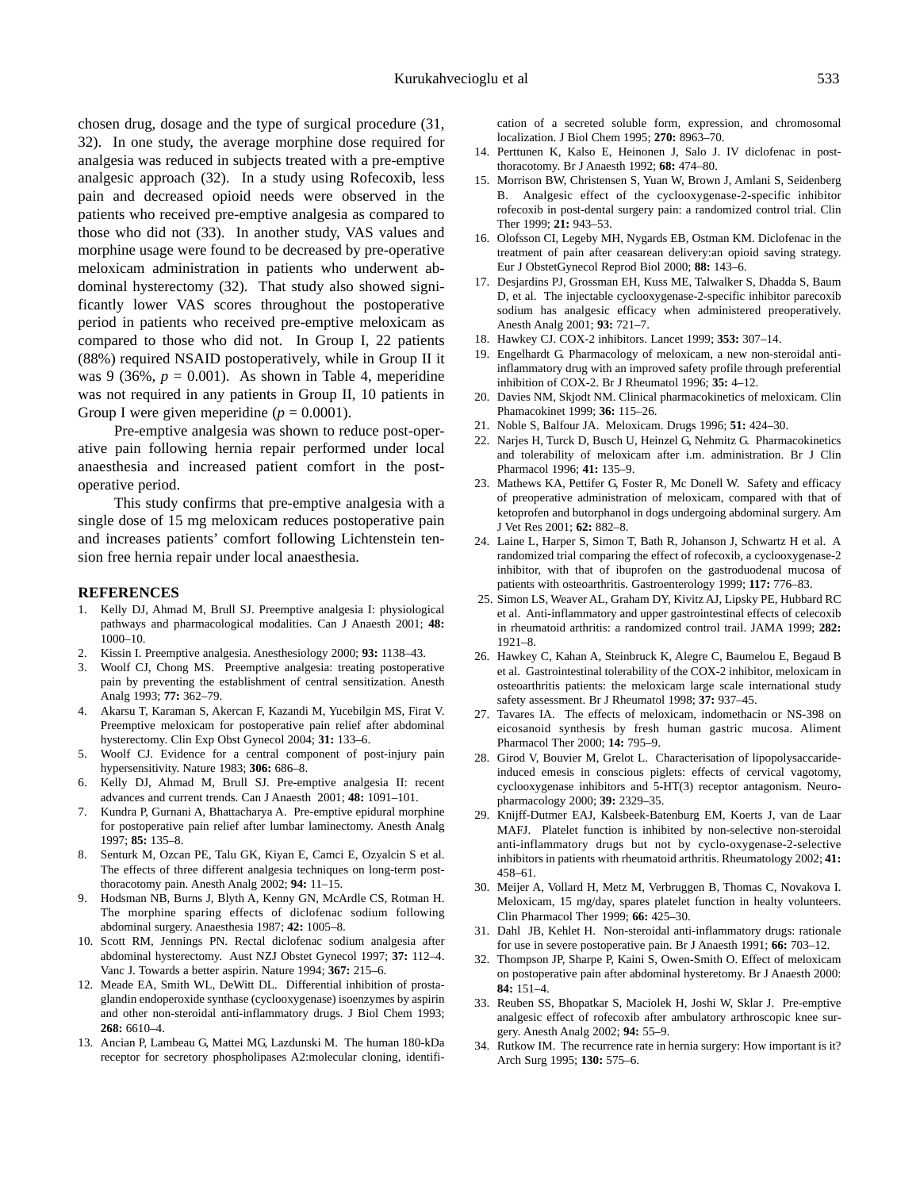chosen drug, dosage and the type of surgical procedure (31, 32). In one study, the average morphine dose required for analgesia was reduced in subjects treated with a pre-emptive analgesic approach (32). In a study using Rofecoxib, less pain and decreased opioid needs were observed in the patients who received pre-emptive analgesia as compared to those who did not (33). In another study, VAS values and morphine usage were found to be decreased by pre-operative meloxicam administration in patients who underwent abdominal hysterectomy (32). That study also showed significantly lower VAS scores throughout the postoperative period in patients who received pre-emptive meloxicam as compared to those who did not. In Group I, 22 patients (88%) required NSAID postoperatively, while in Group II it was 9 (36%, $p$ = 0.001). As shown in Table 4, meperidine was not required in any patients in Group II, 10 patients in Group I were given meperidine ($p$ = 0.0001).

Pre-emptive analgesia was shown to reduce post-operative pain following hernia repair performed under local anaesthesia and increased patient comfort in the post-operative period.

This study confirms that pre-emptive analgesia with a single dose of 15 mg meloxicam reduces postoperative pain and increases patients' comfort following Lichtenstein tension free hernia repair under local anaesthesia.

## REFERENCES

1. Kelly DJ, Ahmad M, Brull SJ. Preemptive analgesia I: physiological pathways and pharmacological modalities. Can J Anaesth 2001; **48:** 1000–10.
2. Kissin I. Preemptive analgesia. Anesthesiology 2000; **93:** 1138–43.
3. Woolf CJ, Chong MS. Preemptive analgesia: treating postoperative pain by preventing the establishment of central sensitization. Anesth Analg 1993; **77:** 362–79.
4. Akarsu T, Karaman S, Akercan F, Kazandi M, Yucebilgin MS, Firat V. Preemptive meloxicam for postoperative pain relief after abdominal hysterectomy. Clin Exp Obst Gynecol 2004; **31:** 133–6.
5. Woolf CJ. Evidence for a central component of post-injury pain hypersensitivity. Nature 1983; **306:** 686–8.
6. Kelly DJ, Ahmad M, Brull SJ. Pre-emptive analgesia II: recent advances and current trends. Can J Anaesth 2001; **48:** 1091–101.
7. Kundra P, Gurnani A, Bhattacharya A. Pre-emptive epidural morphine for postoperative pain relief after lumbar laminectomy. Anesth Analg 1997; **85:** 135–8.
8. Senturk M, Ozcan PE, Talu GK, Kiyan E, Camci E, Ozyalcin S et al. The effects of three different analgesia techniques on long-term post-thoracotomy pain. Anesth Analg 2002; **94:** 11–15.
9. Hodsman NB, Burns J, Blyth A, Kenny GN, McArdle CS, Rotman H. The morphine sparing effects of diclofenac sodium following abdominal surgery. Anaesthesia 1987; **42:** 1005–8.
10. Scott RM, Jennings PN. Rectal diclofenac sodium analgesia after abdominal hysterectomy. Aust NZJ Obstet Gynecol 1997; **37:** 112–4. Vanc J. Towards a better aspirin. Nature 1994; **367:** 215–6.
12. Meade EA, Smith WL, DeWitt DL. Differential inhibition of prostaglandin endoperoxide synthase (cyclooxygenase) isoenzymes by aspirin and other non-steroidal anti-inflammatory drugs. J Biol Chem 1993; **268:** 6610–4.
13. Ancian P, Lambeau G, Mattei MG, Lazdunski M. The human 180-kDa receptor for secretory phospholipases A2:molecular cloning, identification of a secreted soluble form, expression, and chromosomal localization. J Biol Chem 1995; **270:** 8963–70.
14. Perttunen K, Kalso E, Heinonen J, Salo J. IV diclofenac in post-thoracotomy. Br J Anaesth 1992; **68:** 474–80.
15. Morrison BW, Christensen S, Yuan W, Brown J, Amlani S, Seidenberg B. Analgesic effect of the cyclooxygenase-2-specific inhibitor rofecoxib in post-dental surgery pain: a randomized control trial. Clin Ther 1999; **21:** 943–53.
16. Olofsson CI, Legeby MH, Nygards EB, Ostman KM. Diclofenac in the treatment of pain after ceasarean delivery:an opioid saving strategy. Eur J ObstetGynecol Reprod Biol 2000; **88:** 143–6.
17. Desjardins PJ, Grossman EH, Kuss ME, Talwalker S, Dhadda S, Baum D, et al. The injectable cyclooxygenase-2-specific inhibitor parecoxib sodium has analgesic efficacy when administered preoperatively. Anesth Analg 2001; **93:** 721–7.
18. Hawkey CJ. COX-2 inhibitors. Lancet 1999; **353:** 307–14.
19. Engelhardt G. Pharmacology of meloxicam, a new non-steroidal anti-inflammatory drug with an improved safety profile through preferential inhibition of COX-2. Br J Rheumatol 1996; **35:** 4–12.
20. Davies NM, Skjodt NM. Clinical pharmacokinetics of meloxicam. Clin Phamacokinet 1999; **36:** 115–26.
21. Noble S, Balfour JA. Meloxicam. Drugs 1996; **51:** 424–30.
22. Narjes H, Turck D, Busch U, Heinzel G, Nehmitz G. Pharmacokinetics and tolerability of meloxicam after i.m. administration. Br J Clin Pharmacol 1996; **41:** 135–9.
23. Mathews KA, Pettifer G, Foster R, Mc Donell W. Safety and efficacy of preoperative administration of meloxicam, compared with that of ketoprofen and butorphanol in dogs undergoing abdominal surgery. Am J Vet Res 2001; **62:** 882–8.
24. Laine L, Harper S, Simon T, Bath R, Johanson J, Schwartz H et al. A randomized trial comparing the effect of rofecoxib, a cyclooxygenase-2 inhibitor, with that of ibuprofen on the gastroduodenal mucosa of patients with osteoarthritis. Gastroenterology 1999; **117:** 776–83.
25. Simon LS, Weaver AL, Graham DY, Kivitz AJ, Lipsky PE, Hubbard RC et al. Anti-inflammatory and upper gastrointestinal effects of celecoxib in rheumatoid arthritis: a randomized control trail. JAMA 1999; **282:** 1921–8.
26. Hawkey C, Kahan A, Steinbruck K, Alegre C, Baumelou E, Begaud B et al. Gastrointestinal tolerability of the COX-2 inhibitor, meloxicam in osteoarthritis patients: the meloxicam large scale international study safety assessment. Br J Rheumatol 1998; **37:** 937–45.
27. Tavares IA. The effects of meloxicam, indomethacin or NS-398 on eicosanoid synthesis by fresh human gastric mucosa. Aliment Pharmacol Ther 2000; **14:** 795–9.
28. Girod V, Bouvier M, Grelot L. Characterisation of lipopolysaccharide-induced emesis in conscious piglets: effects of cervical vagotomy, cyclooxygenase inhibitors and 5-HT(3) receptor antagonism. Neuropharmacology 2000; **39:** 2329–35.
29. Knijff-Dutmer EAJ, Kalsbeek-Batenburg EM, Koerts J, van de Laar MAFJ. Platelet function is inhibited by non-selective non-steroidal anti-inflammatory drugs but not by cyclo-oxygenase-2-selective inhibitors in patients with rheumatoid arthritis. Rheumatology 2002; **41:** 458–61.
30. Meijer A, Vollard H, Metz M, Verbruggen B, Thomas C, Novakova I. Meloxicam, 15 mg/day, spares platelet function in healty volunteers. Clin Pharmacol Ther 1999; **66:** 425–30.
31. Dahl JB, Kehlet H. Non-steroidal anti-inflammatory drugs: rationale for use in severe postoperative pain. Br J Anaesth 1991; **66:** 703–12.
32. Thompson JP, Sharpe P, Kaini S, Owen-Smith O. Effect of meloxicam on postoperative pain after abdominal hysteretomy. Br J Anaesth 2000: **84:** 151–4.
33. Reuben SS, Bhopatkar S, Maciolek H, Joshi W, Sklar J. Pre-emptive analgesic effect of rofecoxib after ambulatory arthroscopic knee surgery. Anesth Analg 2002; **94:** 55–9.
34. Rutkow IM. The recurrence rate in hernia surgery: How important is it? Arch Surg 1995; **130:** 575–6.